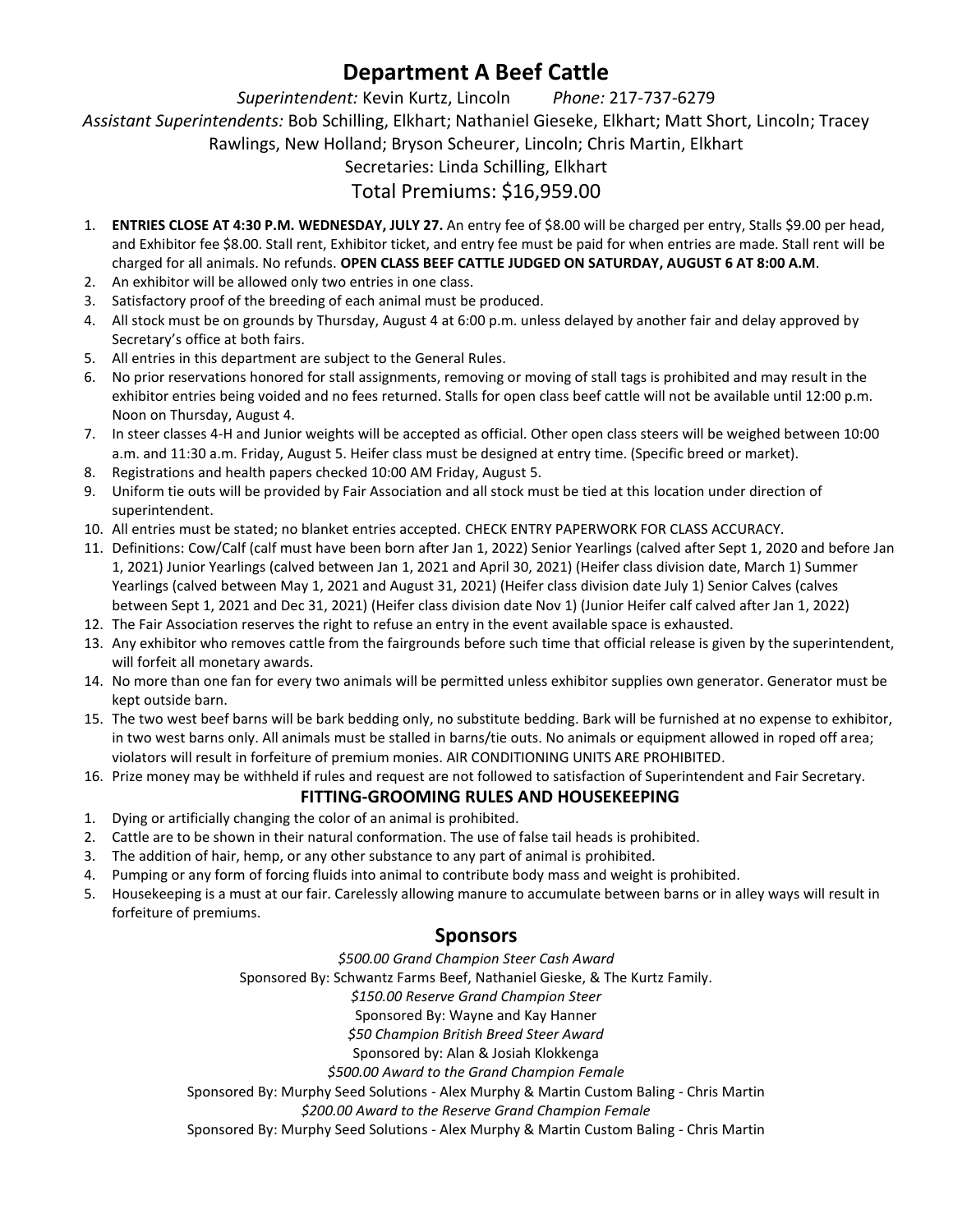# Department A Beef Cattle

*Superintendent:* Kevin Kurtz, Lincoln *Phone:* 217-737-6279

*Assistant Superintendents:* Bob Schilling, Elkhart; Nathaniel Gieseke, Elkhart; Matt Short, Lincoln; Tracey Rawlings, New Holland; Bryson Scheurer, Lincoln; Chris Martin, Elkhart

Secretaries: Linda Schilling, Elkhart

## Total Premiums: $16,959.00

1. **ENTRIES CLOSE AT 4:30 P.M. WEDNESDAY, JULY 27.** An entry fee of $8.00 will be charged per entry, Stalls $9.00 per head, and Exhibitor fee $8.00. Stall rent, Exhibitor ticket, and entry fee must be paid for when entries are made. Stall rent will be charged for all animals. No refunds. **OPEN CLASS BEEF CATTLE JUDGED ON SATURDAY, AUGUST 6 AT 8:00 A.M**.
2. An exhibitor will be allowed only two entries in one class.
3. Satisfactory proof of the breeding of each animal must be produced.
4. All stock must be on grounds by Thursday, August 4 at 6:00 p.m. unless delayed by another fair and delay approved by Secretary's office at both fairs.
5. All entries in this department are subject to the General Rules.
6. No prior reservations honored for stall assignments, removing or moving of stall tags is prohibited and may result in the exhibitor entries being voided and no fees returned. Stalls for open class beef cattle will not be available until 12:00 p.m. Noon on Thursday, August 4.
7. In steer classes 4-H and Junior weights will be accepted as official. Other open class steers will be weighed between 10:00 a.m. and 11:30 a.m. Friday, August 5. Heifer class must be designed at entry time. (Specific breed or market).
8. Registrations and health papers checked 10:00 AM Friday, August 5.
9. Uniform tie outs will be provided by Fair Association and all stock must be tied at this location under direction of superintendent.
10. All entries must be stated; no blanket entries accepted. CHECK ENTRY PAPERWORK FOR CLASS ACCURACY.
11. Definitions: Cow/Calf (calf must have been born after Jan 1, 2022) Senior Yearlings (calved after Sept 1, 2020 and before Jan 1, 2021) Junior Yearlings (calved between Jan 1, 2021 and April 30, 2021) (Heifer class division date, March 1) Summer Yearlings (calved between May 1, 2021 and August 31, 2021) (Heifer class division date July 1) Senior Calves (calves between Sept 1, 2021 and Dec 31, 2021) (Heifer class division date Nov 1) (Junior Heifer calf calved after Jan 1, 2022)
12. The Fair Association reserves the right to refuse an entry in the event available space is exhausted.
13. Any exhibitor who removes cattle from the fairgrounds before such time that official release is given by the superintendent, will forfeit all monetary awards.
14. No more than one fan for every two animals will be permitted unless exhibitor supplies own generator. Generator must be kept outside barn.
15. The two west beef barns will be bark bedding only, no substitute bedding. Bark will be furnished at no expense to exhibitor, in two west barns only. All animals must be stalled in barns/tie outs. No animals or equipment allowed in roped off area; violators will result in forfeiture of premium monies. AIR CONDITIONING UNITS ARE PROHIBITED.
16. Prize money may be withheld if rules and request are not followed to satisfaction of Superintendent and Fair Secretary.

### FITTING-GROOMING RULES AND HOUSEKEEPING

1. Dying or artificially changing the color of an animal is prohibited.
2. Cattle are to be shown in their natural conformation. The use of false tail heads is prohibited.
3. The addition of hair, hemp, or any other substance to any part of animal is prohibited.
4. Pumping or any form of forcing fluids into animal to contribute body mass and weight is prohibited.
5. Housekeeping is a must at our fair. Carelessly allowing manure to accumulate between barns or in alley ways will result in forfeiture of premiums.

## Sponsors

*$500.00 Grand Champion Steer Cash Award*

Sponsored By: Schwantz Farms Beef, Nathaniel Gieske, & The Kurtz Family.

*$150.00 Reserve Grand Champion Steer*

Sponsored By: Wayne and Kay Hanner

*$50 Champion British Breed Steer Award*

Sponsored by: Alan & Josiah Klokkenga

*$500.00 Award to the Grand Champion Female*

Sponsored By: Murphy Seed Solutions - Alex Murphy & Martin Custom Baling - Chris Martin

*$200.00 Award to the Reserve Grand Champion Female*

Sponsored By: Murphy Seed Solutions - Alex Murphy & Martin Custom Baling - Chris Martin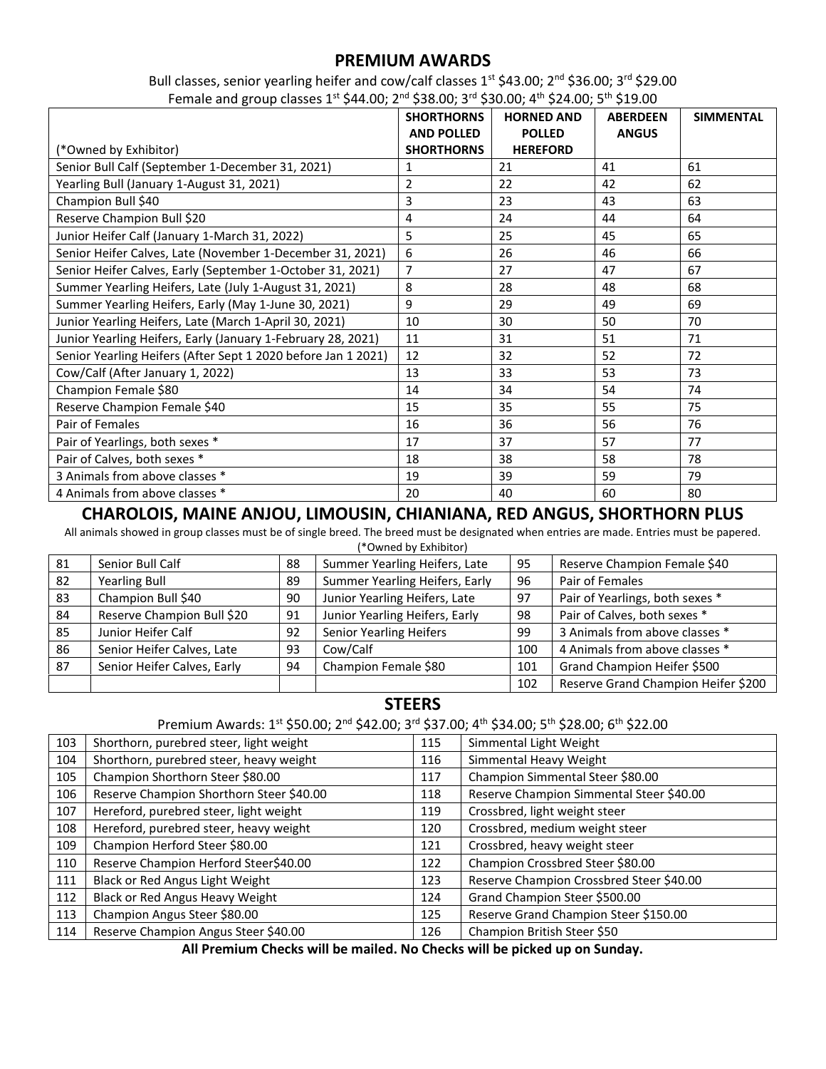## PREMIUM AWARDS

Bull classes, senior yearling heifer and cow/calf classes 1st $43.00; 2nd $36.00; 3rd $29.00
Female and group classes 1st $44.00; 2nd $38.00; 3rd $30.00; 4th $24.00; 5th $19.00

| (*Owned by Exhibitor) | SHORTHORNS AND POLLED SHORTHORNS | HORNED AND POLLED HEREFORD | ABERDEEN ANGUS | SIMMENTAL |
|---|---|---|---|---|
| Senior Bull Calf (September 1-December 31, 2021) | 1 | 21 | 41 | 61 |
| Yearling Bull (January 1-August 31, 2021) | 2 | 22 | 42 | 62 |
| Champion Bull $40 | 3 | 23 | 43 | 63 |
| Reserve Champion Bull $20 | 4 | 24 | 44 | 64 |
| Junior Heifer Calf (January 1-March 31, 2022) | 5 | 25 | 45 | 65 |
| Senior Heifer Calves, Late (November 1-December 31, 2021) | 6 | 26 | 46 | 66 |
| Senior Heifer Calves, Early (September 1-October 31, 2021) | 7 | 27 | 47 | 67 |
| Summer Yearling Heifers, Late (July 1-August 31, 2021) | 8 | 28 | 48 | 68 |
| Summer Yearling Heifers, Early (May 1-June 30, 2021) | 9 | 29 | 49 | 69 |
| Junior Yearling Heifers, Late (March 1-April 30, 2021) | 10 | 30 | 50 | 70 |
| Junior Yearling Heifers, Early (January 1-February 28, 2021) | 11 | 31 | 51 | 71 |
| Senior Yearling Heifers (After Sept 1 2020 before Jan 1 2021) | 12 | 32 | 52 | 72 |
| Cow/Calf (After January 1, 2022) | 13 | 33 | 53 | 73 |
| Champion Female $80 | 14 | 34 | 54 | 74 |
| Reserve Champion Female $40 | 15 | 35 | 55 | 75 |
| Pair of Females | 16 | 36 | 56 | 76 |
| Pair of Yearlings, both sexes * | 17 | 37 | 57 | 77 |
| Pair of Calves, both sexes * | 18 | 38 | 58 | 78 |
| 3 Animals from above classes * | 19 | 39 | 59 | 79 |
| 4 Animals from above classes * | 20 | 40 | 60 | 80 |

## CHAROLOIS, MAINE ANJOU, LIMOUSIN, CHIANIANA, RED ANGUS, SHORTHORN PLUS

All animals showed in group classes must be of single breed. The breed must be designated when entries are made. Entries must be papered.
(*Owned by Exhibitor)

| | | | | | |
|---|---|---|---|---|---|
| 81 | Senior Bull Calf | 88 | Summer Yearling Heifers, Late | 95 | Reserve Champion Female $40 |
| 82 | Yearling Bull | 89 | Summer Yearling Heifers, Early | 96 | Pair of Females |
| 83 | Champion Bull $40 | 90 | Junior Yearling Heifers, Late | 97 | Pair of Yearlings, both sexes * |
| 84 | Reserve Champion Bull $20 | 91 | Junior Yearling Heifers, Early | 98 | Pair of Calves, both sexes * |
| 85 | Junior Heifer Calf | 92 | Senior Yearling Heifers | 99 | 3 Animals from above classes * |
| 86 | Senior Heifer Calves, Late | 93 | Cow/Calf | 100 | 4 Animals from above classes * |
| 87 | Senior Heifer Calves, Early | 94 | Champion Female $80 | 101 | Grand Champion Heifer $500 |
| | | | | 102 | Reserve Grand Champion Heifer $200 |

## STEERS

Premium Awards: 1st $50.00; 2nd $42.00; 3rd $37.00; 4th $34.00; 5th $28.00; 6th $22.00

| | | | |
|---|---|---|---|
| 103 | Shorthorn, purebred steer, light weight | 115 | Simmental Light Weight |
| 104 | Shorthorn, purebred steer, heavy weight | 116 | Simmental Heavy Weight |
| 105 | Champion Shorthorn Steer $80.00 | 117 | Champion Simmental Steer $80.00 |
| 106 | Reserve Champion Shorthorn Steer $40.00 | 118 | Reserve Champion Simmental Steer $40.00 |
| 107 | Hereford, purebred steer, light weight | 119 | Crossbred, light weight steer |
| 108 | Hereford, purebred steer, heavy weight | 120 | Crossbred, medium weight steer |
| 109 | Champion Herford Steer $80.00 | 121 | Crossbred, heavy weight steer |
| 110 | Reserve Champion Herford Steer$40.00 | 122 | Champion Crossbred Steer $80.00 |
| 111 | Black or Red Angus Light Weight | 123 | Reserve Champion Crossbred Steer $40.00 |
| 112 | Black or Red Angus Heavy Weight | 124 | Grand Champion Steer $500.00 |
| 113 | Champion Angus Steer $80.00 | 125 | Reserve Grand Champion Steer $150.00 |
| 114 | Reserve Champion Angus Steer $40.00 | 126 | Champion British Steer $50 |

**All Premium Checks will be mailed. No Checks will be picked up on Sunday.**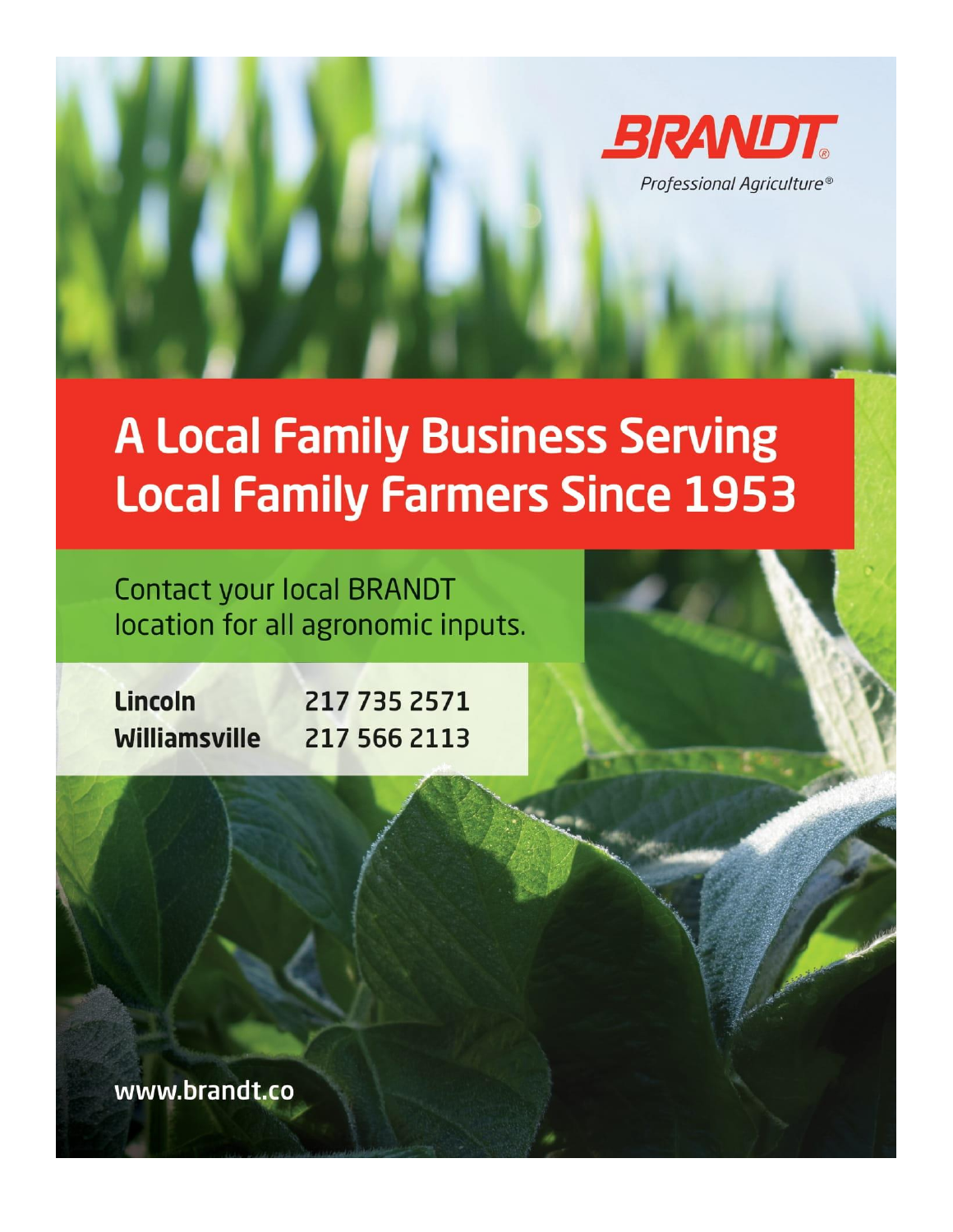**BRANDT®**

*Professional Agriculture®*

# A Local Family Business Serving Local Family Farmers Since 1953

Contact your local BRANDT location for all agronomic inputs.

| | |
|---|---|
| **Lincoln** | 217 735 2571 |
| **Williamsville** | 217 566 2113 |

www.brandt.co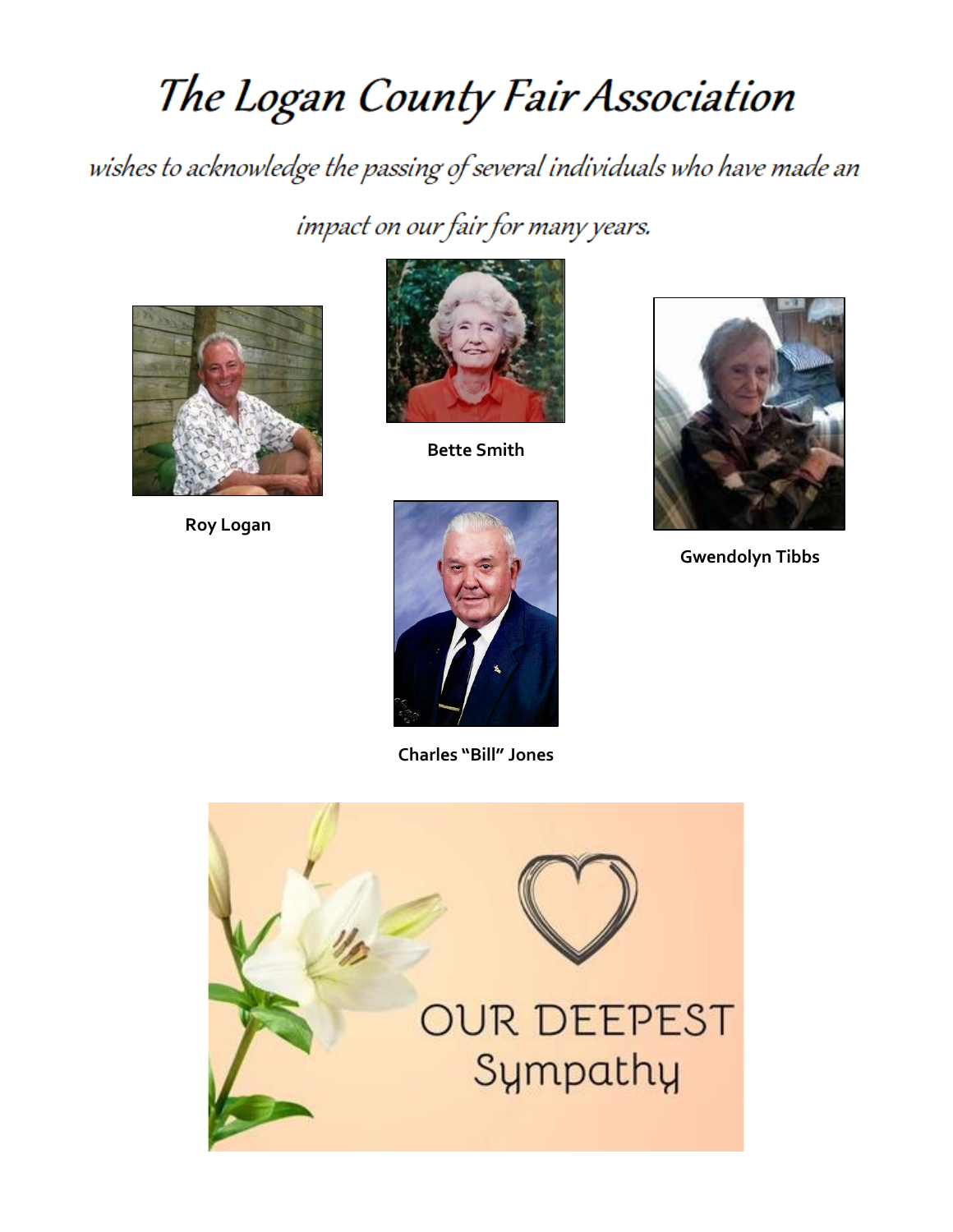# The Logan County Fair Association

*wishes to acknowledge the passing of several individuals who have made an impact on our fair for many years.*

**Roy Logan**

**Bette Smith**

**Gwendolyn Tibbs**

**Charles "Bill" Jones**

OUR DEEPEST
Sympathy